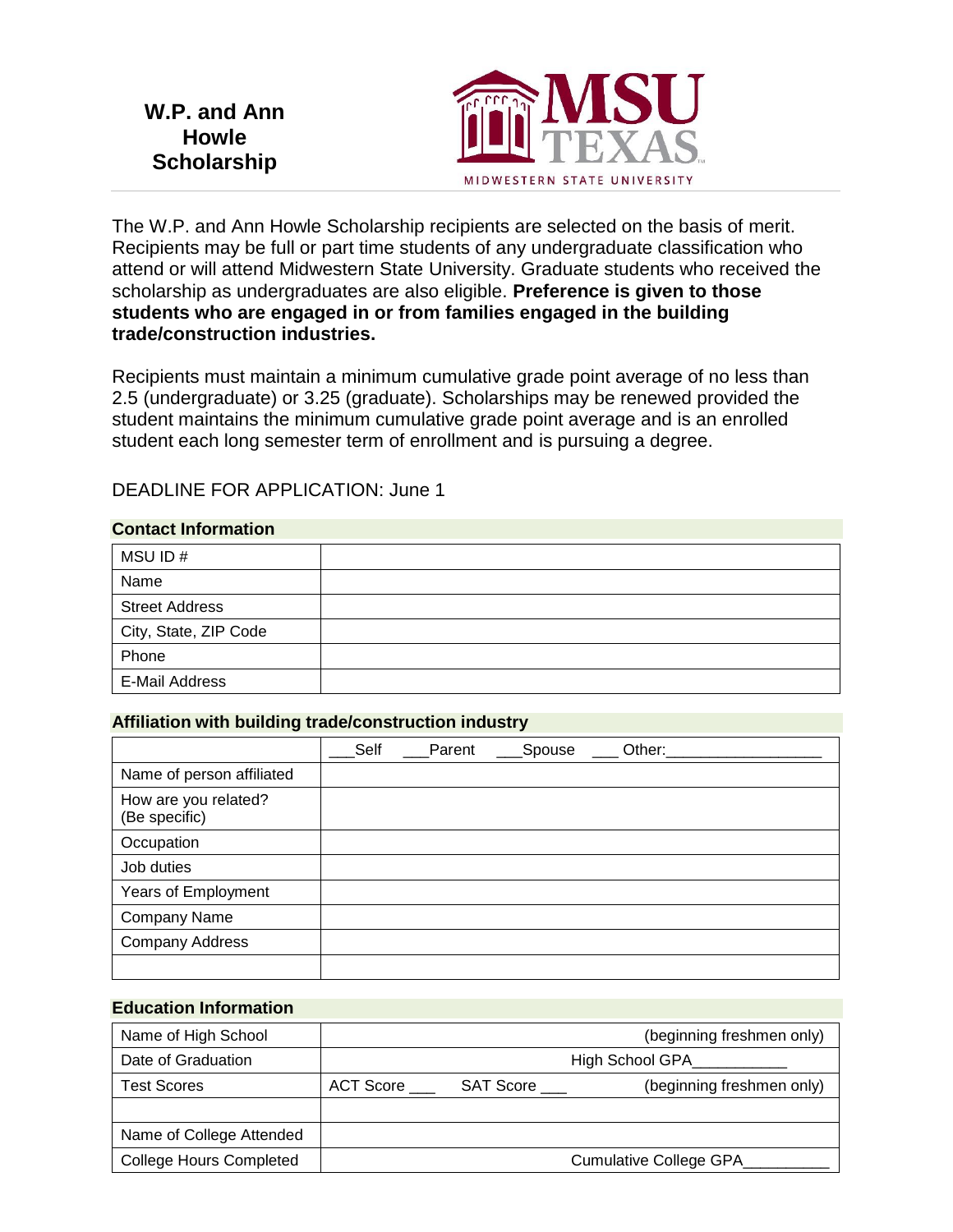# W.P. and Ann Howle Scholarship

MSU TEXAS
MIDWESTERN STATE UNIVERSITY

The W.P. and Ann Howle Scholarship recipients are selected on the basis of merit. Recipients may be full or part time students of any undergraduate classification who attend or will attend Midwestern State University. Graduate students who received the scholarship as undergraduates are also eligible. **Preference is given to those students who are engaged in or from families engaged in the building trade/construction industries.**

Recipients must maintain a minimum cumulative grade point average of no less than 2.5 (undergraduate) or 3.25 (graduate). Scholarships may be renewed provided the student maintains the minimum cumulative grade point average and is an enrolled student each long semester term of enrollment and is pursuing a degree.

DEADLINE FOR APPLICATION: June 1

## Contact Information

| | |
|---|---|
| MSU ID # | |
| Name | |
| Street Address | |
| City, State, ZIP Code | |
| Phone | |
| E-Mail Address | |

## Affiliation with building trade/construction industry

| | |
|---|---|
| | ___Self ___Parent ___Spouse ___ Other:__________________ |
| Name of person affiliated | |
| How are you related? (Be specific) | |
| Occupation | |
| Job duties | |
| Years of Employment | |
| Company Name | |
| Company Address | |
| | |

## Education Information

| | |
|---|---|
| Name of High School | (beginning freshmen only) |
| Date of Graduation | High School GPA___________ |
| Test Scores | ACT Score ___ SAT Score ___ (beginning freshmen only) |
| | |
| Name of College Attended | |
| College Hours Completed | Cumulative College GPA__________ |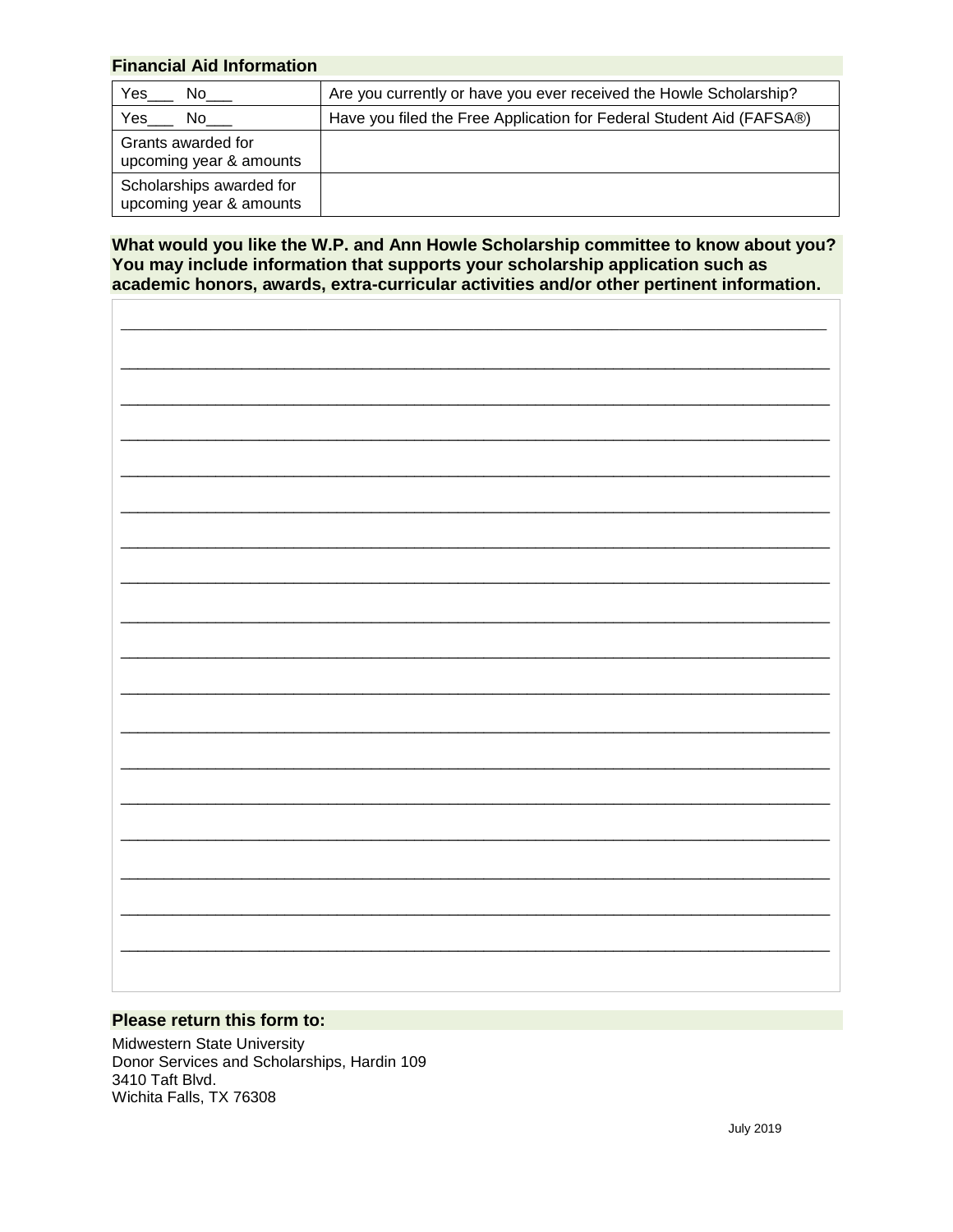## Financial Aid Information

| | |
|---|---|
| Yes___ No___ | Are you currently or have you ever received the Howle Scholarship? |
| Yes___ No___ | Have you filed the Free Application for Federal Student Aid (FAFSA®) |
| Grants awarded for upcoming year & amounts | |
| Scholarships awarded for upcoming year & amounts | |

**What would you like the W.P. and Ann Howle Scholarship committee to know about you? You may include information that supports your scholarship application such as academic honors, awards, extra-curricular activities and/or other pertinent information.**

______________________________________________________________________________

______________________________________________________________________________

______________________________________________________________________________

______________________________________________________________________________

______________________________________________________________________________

______________________________________________________________________________

______________________________________________________________________________

______________________________________________________________________________

______________________________________________________________________________

______________________________________________________________________________

______________________________________________________________________________

______________________________________________________________________________

______________________________________________________________________________

______________________________________________________________________________

______________________________________________________________________________

______________________________________________________________________________

______________________________________________________________________________

______________________________________________________________________________

**Please return this form to:**

Midwestern State University
Donor Services and Scholarships, Hardin 109
3410 Taft Blvd.
Wichita Falls, TX 76308

July 2019